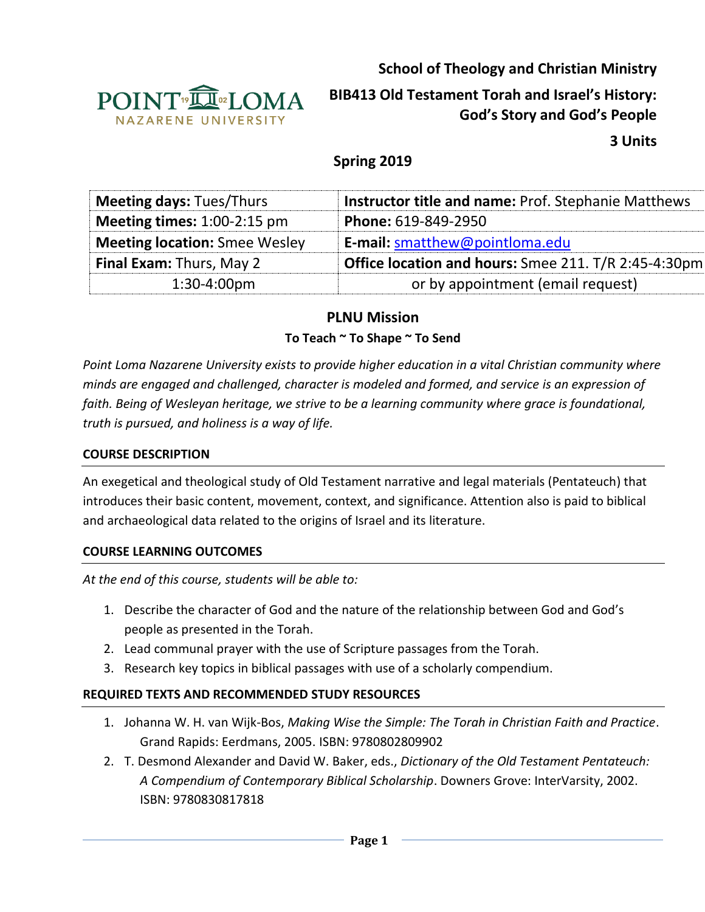**School of Theology and Christian Ministry**

**BIB413 Old Testament Torah and Israel's History: God's Story and God's People**

**3 Units**

**Spring 2019**

| **Meeting days:** Tues/Thurs | **Instructor title and name:** Prof. Stephanie Matthews |
|---|---|
| **Meeting times:** 1:00-2:15 pm | **Phone:** 619-849-2950 |
| **Meeting location:** Smee Wesley | **E-mail:** smatthew@pointloma.edu |
| **Final Exam:** Thurs, May 2 | **Office location and hours:** Smee 211. T/R 2:45-4:30pm |
| 1:30-4:00pm | or by appointment (email request) |

## PLNU Mission

### To Teach ~ To Shape ~ To Send

*Point Loma Nazarene University exists to provide higher education in a vital Christian community where minds are engaged and challenged, character is modeled and formed, and service is an expression of faith. Being of Wesleyan heritage, we strive to be a learning community where grace is foundational, truth is pursued, and holiness is a way of life.*

### COURSE DESCRIPTION

An exegetical and theological study of Old Testament narrative and legal materials (Pentateuch) that introduces their basic content, movement, context, and significance. Attention also is paid to biblical and archaeological data related to the origins of Israel and its literature.

### COURSE LEARNING OUTCOMES

*At the end of this course, students will be able to:*

1. Describe the character of God and the nature of the relationship between God and God's people as presented in the Torah.
2. Lead communal prayer with the use of Scripture passages from the Torah.
3. Research key topics in biblical passages with use of a scholarly compendium.

### REQUIRED TEXTS AND RECOMMENDED STUDY RESOURCES

1. Johanna W. H. van Wijk-Bos, *Making Wise the Simple: The Torah in Christian Faith and Practice*. Grand Rapids: Eerdmans, 2005. ISBN: 9780802809902
2. T. Desmond Alexander and David W. Baker, eds., *Dictionary of the Old Testament Pentateuch: A Compendium of Contemporary Biblical Scholarship*. Downers Grove: InterVarsity, 2002. ISBN: 9780830817818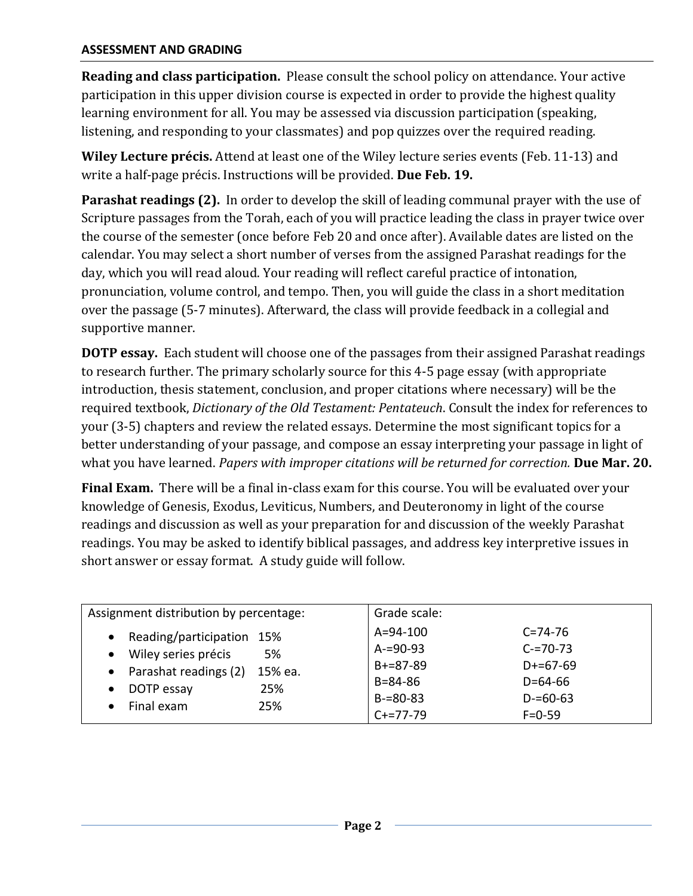## ASSESSMENT AND GRADING

**Reading and class participation.** Please consult the school policy on attendance. Your active participation in this upper division course is expected in order to provide the highest quality learning environment for all. You may be assessed via discussion participation (speaking, listening, and responding to your classmates) and pop quizzes over the required reading.

**Wiley Lecture précis.** Attend at least one of the Wiley lecture series events (Feb. 11-13) and write a half-page précis. Instructions will be provided. **Due Feb. 19.**

**Parashat readings (2).** In order to develop the skill of leading communal prayer with the use of Scripture passages from the Torah, each of you will practice leading the class in prayer twice over the course of the semester (once before Feb 20 and once after). Available dates are listed on the calendar. You may select a short number of verses from the assigned Parashat readings for the day, which you will read aloud. Your reading will reflect careful practice of intonation, pronunciation, volume control, and tempo. Then, you will guide the class in a short meditation over the passage (5-7 minutes). Afterward, the class will provide feedback in a collegial and supportive manner.

**DOTP essay.** Each student will choose one of the passages from their assigned Parashat readings to research further. The primary scholarly source for this 4-5 page essay (with appropriate introduction, thesis statement, conclusion, and proper citations where necessary) will be the required textbook, *Dictionary of the Old Testament: Pentateuch*. Consult the index for references to your (3-5) chapters and review the related essays. Determine the most significant topics for a better understanding of your passage, and compose an essay interpreting your passage in light of what you have learned. *Papers with improper citations will be returned for correction.* **Due Mar. 20.**

**Final Exam.** There will be a final in-class exam for this course. You will be evaluated over your knowledge of Genesis, Exodus, Leviticus, Numbers, and Deuteronomy in light of the course readings and discussion as well as your preparation for and discussion of the weekly Parashat readings. You may be asked to identify biblical passages, and address key interpretive issues in short answer or essay format. A study guide will follow.

| Assignment distribution by percentage: | | Grade scale: | |
|---|---|---|---|
| Reading/participation | 15% | A=94-100 | C=74-76 |
| Wiley series précis | 5% | A-=90-93 | C-=70-73 |
| Parashat readings (2) | 15% ea. | B+=87-89 | D+=67-69 |
| DOTP essay | 25% | B=84-86 | D=64-66 |
| Final exam | 25% | B-=80-83 | D-=60-63 |
| | | C+=77-79 | F=0-59 |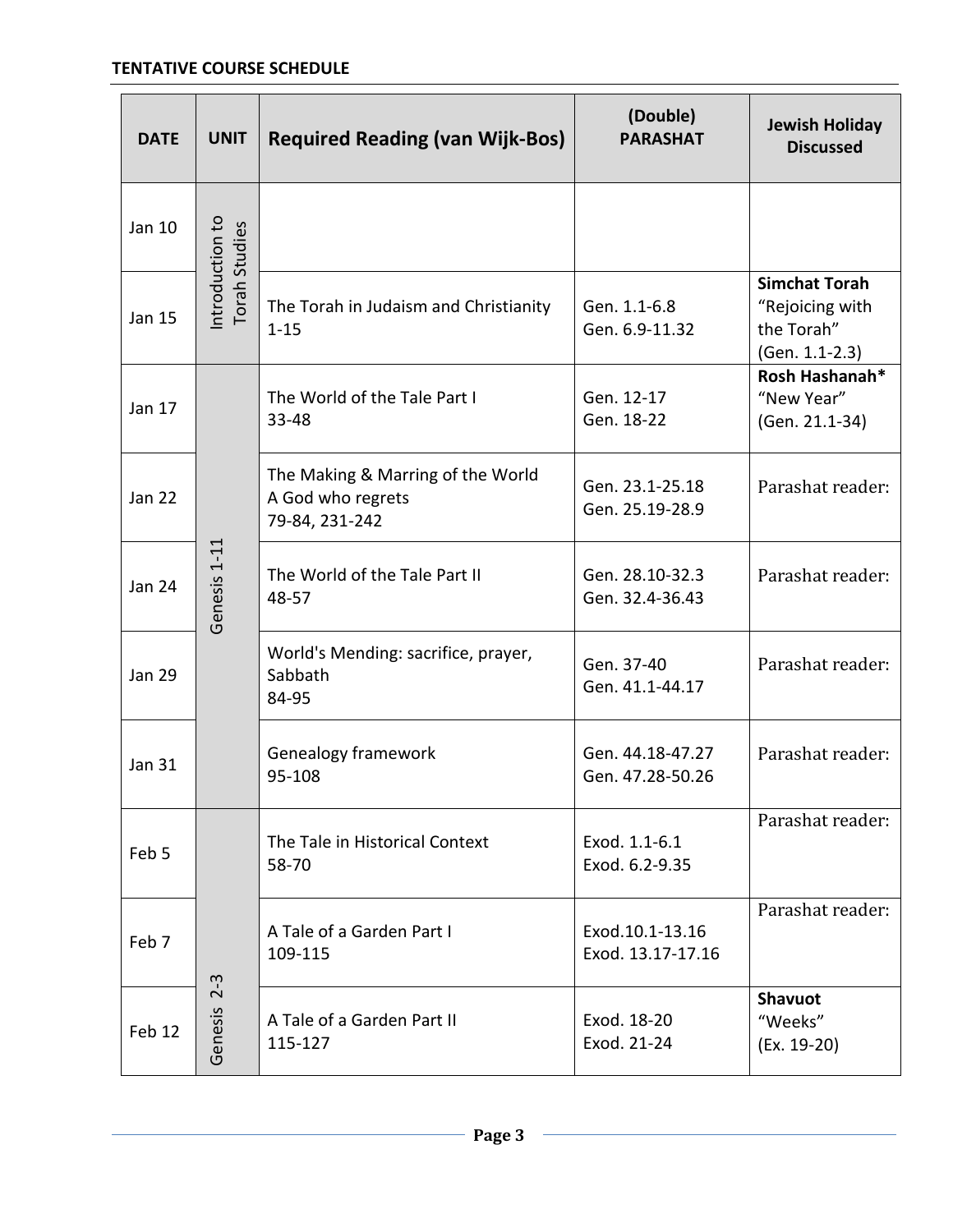**TENTATIVE COURSE SCHEDULE**

| DATE | UNIT | Required Reading (van Wijk-Bos) | (Double) PARASHAT | Jewish Holiday Discussed |
|---|---|---|---|---|
| Jan 10 | Introduction to Torah Studies | | | |
| Jan 15 | | The Torah in Judaism and Christianity<br>1-15 | Gen. 1.1-6.8<br>Gen. 6.9-11.32 | **Simchat Torah**<br>"Rejoicing with the Torah"<br>(Gen. 1.1-2.3) |
| Jan 17 | Genesis 1-11 | The World of the Tale Part I<br>33-48 | Gen. 12-17<br>Gen. 18-22 | **Rosh Hashanah***<br>"New Year"<br>(Gen. 21.1-34) |
| Jan 22 | | The Making & Marring of the World<br>A God who regrets<br>79-84, 231-242 | Gen. 23.1-25.18<br>Gen. 25.19-28.9 | Parashat reader: |
| Jan 24 | | The World of the Tale Part II<br>48-57 | Gen. 28.10-32.3<br>Gen. 32.4-36.43 | Parashat reader: |
| Jan 29 | | World's Mending: sacrifice, prayer, Sabbath<br>84-95 | Gen. 37-40<br>Gen. 41.1-44.17 | Parashat reader: |
| Jan 31 | | Genealogy framework<br>95-108 | Gen. 44.18-47.27<br>Gen. 47.28-50.26 | Parashat reader: |
| Feb 5 | Genesis 2-3 | The Tale in Historical Context<br>58-70 | Exod. 1.1-6.1<br>Exod. 6.2-9.35 | Parashat reader: |
| Feb 7 | | A Tale of a Garden Part I<br>109-115 | Exod.10.1-13.16<br>Exod. 13.17-17.16 | Parashat reader: |
| Feb 12 | | A Tale of a Garden Part II<br>115-127 | Exod. 18-20<br>Exod. 21-24 | **Shavuot**<br>"Weeks"<br>(Ex. 19-20) |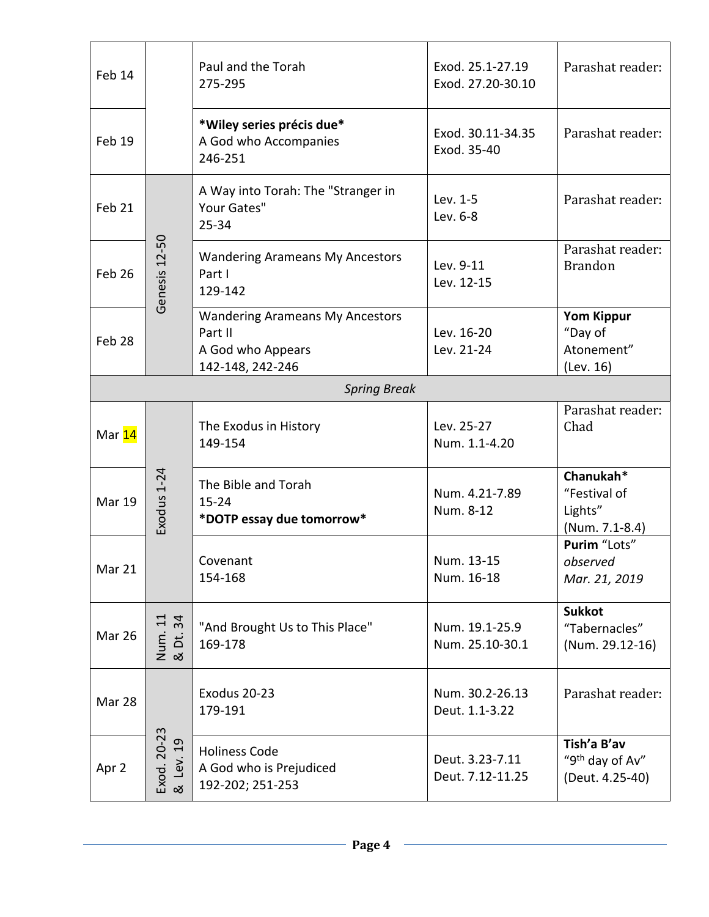| | | | | |
|---|---|---|---|---|
| Feb 14 | | Paul and the Torah<br>275-295 | Exod. 25.1-27.19<br>Exod. 27.20-30.10 | Parashat reader: |
| Feb 19 | | **\*Wiley series précis due\***<br>A God who Accompanies<br>246-251 | Exod. 30.11-34.35<br>Exod. 35-40 | Parashat reader: |
| Feb 21 | Genesis 12-50 | A Way into Torah: The "Stranger in Your Gates"<br>25-34 | Lev. 1-5<br>Lev. 6-8 | Parashat reader: |
| Feb 26 | Genesis 12-50 | Wandering Arameans My Ancestors Part I<br>129-142 | Lev. 9-11<br>Lev. 12-15 | Parashat reader: Brandon |
| Feb 28 | Genesis 12-50 | Wandering Arameans My Ancestors Part II<br>A God who Appears<br>142-148, 242-246 | Lev. 16-20<br>Lev. 21-24 | **Yom Kippur**<br>"Day of Atonement"<br>(Lev. 16) |
| | | *Spring Break* | | |
| Mar 14 | Exodus 1-24 | The Exodus in History<br>149-154 | Lev. 25-27<br>Num. 1.1-4.20 | Parashat reader: Chad |
| Mar 19 | Exodus 1-24 | The Bible and Torah<br>15-24<br>**\*DOTP essay due tomorrow\*** | Num. 4.21-7.89<br>Num. 8-12 | **Chanukah\***<br>"Festival of Lights"<br>(Num. 7.1-8.4) |
| Mar 21 | Exodus 1-24 | Covenant<br>154-168 | Num. 13-15<br>Num. 16-18 | **Purim** "Lots"<br>*observed Mar. 21, 2019* |
| Mar 26 | Num. 11 & Dt. 34 | "And Brought Us to This Place"<br>169-178 | Num. 19.1-25.9<br>Num. 25.10-30.1 | **Sukkot**<br>"Tabernacles"<br>(Num. 29.12-16) |
| Mar 28 | Exod. 20-23 & Lev. 19 | Exodus 20-23<br>179-191 | Num. 30.2-26.13<br>Deut. 1.1-3.22 | Parashat reader: |
| Apr 2 | Exod. 20-23 & Lev. 19 | Holiness Code<br>A God who is Prejudiced<br>192-202; 251-253 | Deut. 3.23-7.11<br>Deut. 7.12-11.25 | **Tish'a B'av**<br>"9th day of Av"<br>(Deut. 4.25-40) |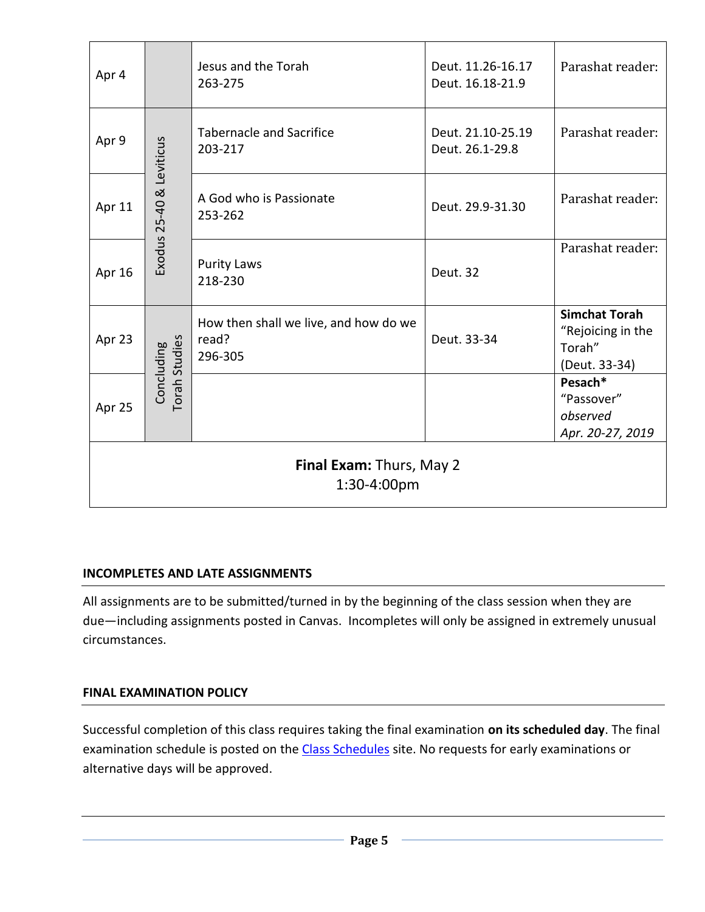| | | | | |
|---|---|---|---|---|
| Apr 4 | | Jesus and the Torah<br>263-275 | Deut. 11.26-16.17<br>Deut. 16.18-21.9 | Parashat reader: |
| Apr 9 | Exodus 25-40 & Leviticus | Tabernacle and Sacrifice<br>203-217 | Deut. 21.10-25.19<br>Deut. 26.1-29.8 | Parashat reader: |
| Apr 11 | | A God who is Passionate<br>253-262 | Deut. 29.9-31.30 | Parashat reader: |
| Apr 16 | | Purity Laws<br>218-230 | Deut. 32 | Parashat reader: |
| Apr 23 | Concluding Torah Studies | How then shall we live, and how do we read?<br>296-305 | Deut. 33-34 | **Simchat Torah**<br>"Rejoicing in the Torah"<br>(Deut. 33-34) |
| Apr 25 | | | | **Pesach***<br>"Passover"<br>*observed*<br>*Apr. 20-27, 2019* |
| **Final Exam:** Thurs, May 2<br>1:30-4:00pm | | | | |

### INCOMPLETES AND LATE ASSIGNMENTS

All assignments are to be submitted/turned in by the beginning of the class session when they are due—including assignments posted in Canvas. Incompletes will only be assigned in extremely unusual circumstances.

### FINAL EXAMINATION POLICY

Successful completion of this class requires taking the final examination **on its scheduled day**. The final examination schedule is posted on the Class Schedules site. No requests for early examinations or alternative days will be approved.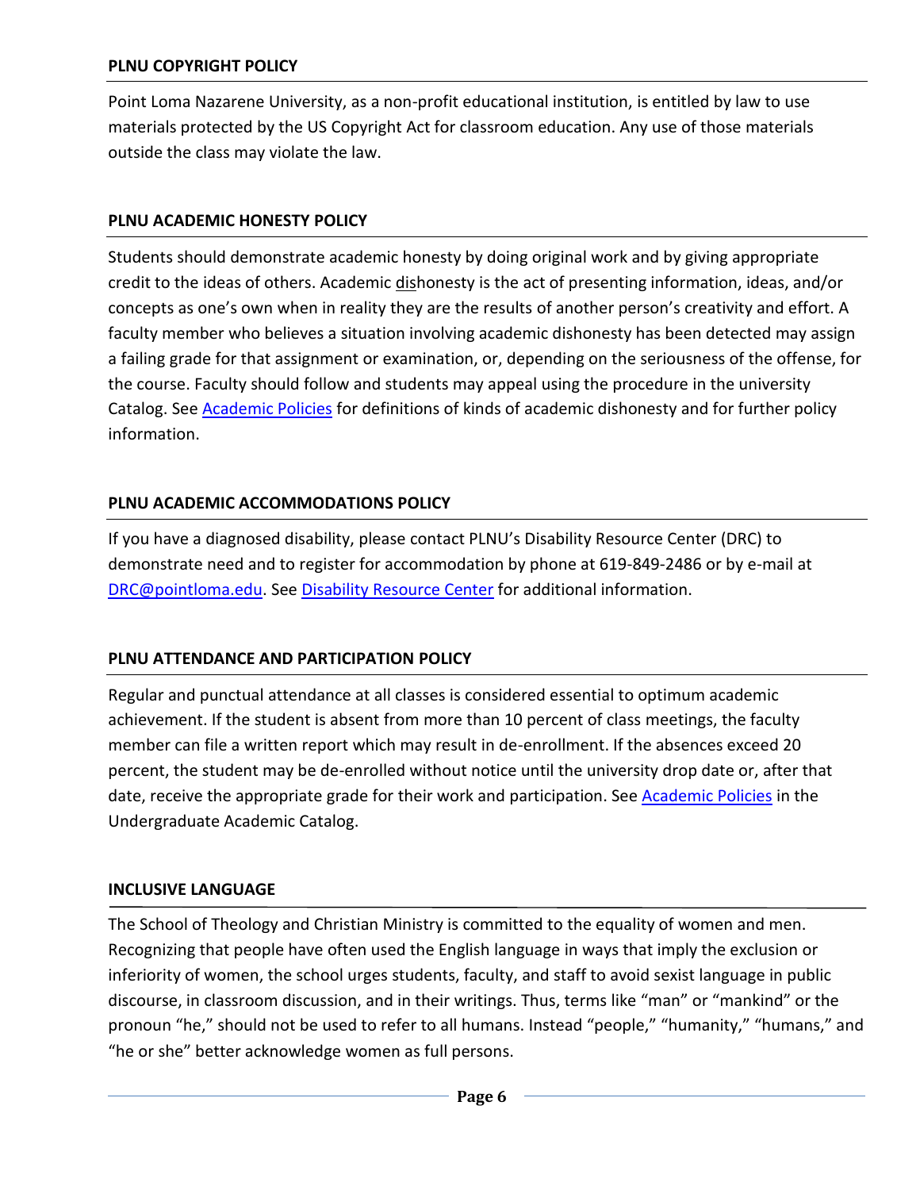## PLNU COPYRIGHT POLICY

Point Loma Nazarene University, as a non-profit educational institution, is entitled by law to use materials protected by the US Copyright Act for classroom education. Any use of those materials outside the class may violate the law.

## PLNU ACADEMIC HONESTY POLICY

Students should demonstrate academic honesty by doing original work and by giving appropriate credit to the ideas of others. Academic <u>dis</u>honesty is the act of presenting information, ideas, and/or concepts as one's own when in reality they are the results of another person's creativity and effort. A faculty member who believes a situation involving academic dishonesty has been detected may assign a failing grade for that assignment or examination, or, depending on the seriousness of the offense, for the course. Faculty should follow and students may appeal using the procedure in the university Catalog. See Academic Policies for definitions of kinds of academic dishonesty and for further policy information.

## PLNU ACADEMIC ACCOMMODATIONS POLICY

If you have a diagnosed disability, please contact PLNU's Disability Resource Center (DRC) to demonstrate need and to register for accommodation by phone at 619-849-2486 or by e-mail at DRC@pointloma.edu. See Disability Resource Center for additional information.

## PLNU ATTENDANCE AND PARTICIPATION POLICY

Regular and punctual attendance at all classes is considered essential to optimum academic achievement. If the student is absent from more than 10 percent of class meetings, the faculty member can file a written report which may result in de-enrollment. If the absences exceed 20 percent, the student may be de-enrolled without notice until the university drop date or, after that date, receive the appropriate grade for their work and participation. See Academic Policies in the Undergraduate Academic Catalog.

## INCLUSIVE LANGUAGE

The School of Theology and Christian Ministry is committed to the equality of women and men. Recognizing that people have often used the English language in ways that imply the exclusion or inferiority of women, the school urges students, faculty, and staff to avoid sexist language in public discourse, in classroom discussion, and in their writings. Thus, terms like "man" or "mankind" or the pronoun "he," should not be used to refer to all humans. Instead "people," "humanity," "humans," and "he or she" better acknowledge women as full persons.